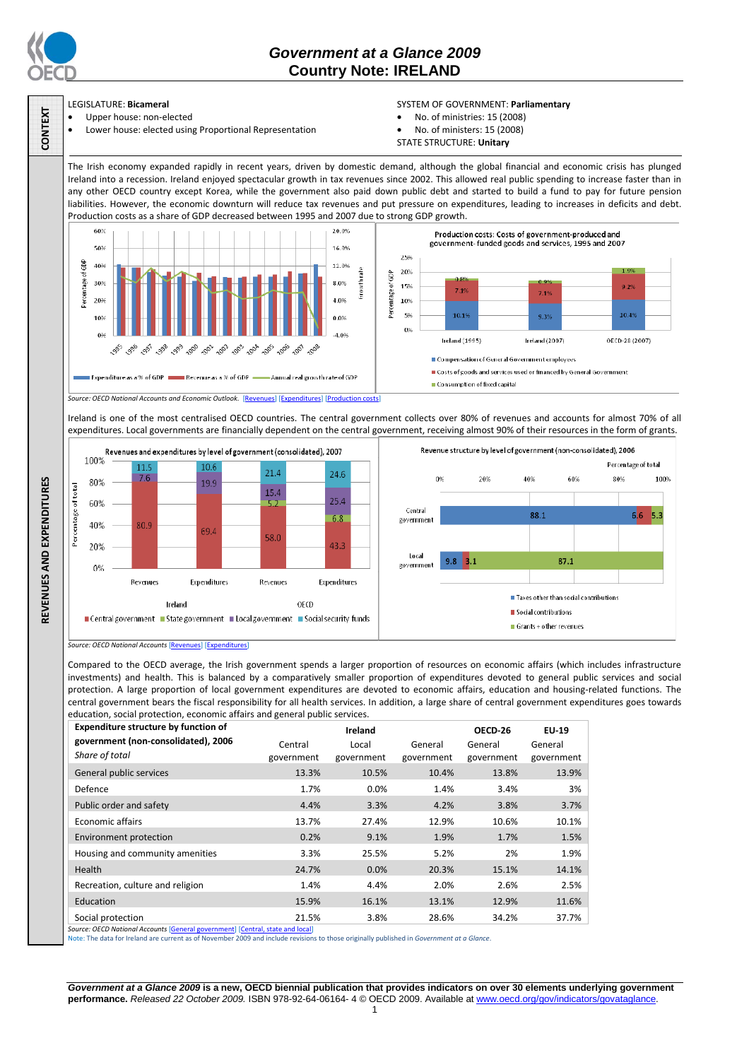# Government at a Glance 2009
## Country Note: IRELAND

CONTEXT

LEGISLATURE: **Bicameral**
- Upper house: non-elected
- Lower house: elected using Proportional Representation

SYSTEM OF GOVERNMENT: **Parliamentary**
- No. of ministries: 15 (2008)
- No. of ministers: 15 (2008)

STATE STRUCTURE: **Unitary**

REVENUES AND EXPENDITURES

The Irish economy expanded rapidly in recent years, driven by domestic demand, although the global financial and economic crisis has plunged Ireland into a recession. Ireland enjoyed spectacular growth in tax revenues since 2002. This allowed real public spending to increase faster than in any other OECD country except Korea, while the government also paid down public debt and started to build a fund to pay for future pension liabilities. However, the economic downturn will reduce tax revenues and put pressure on expenditures, leading to increases in deficits and debt. Production costs as a share of GDP decreased between 1995 and 2007 due to strong GDP growth.

Percentage of GDP
Growth rate
60%
50%
40%
30%
20%
10%
0%
20.0%
16.0%
12.0%
8.0%
4.0%
0.0%
-4.0%
1995 1996 1997 1998 1999 2000 2001 2002 2003 2004 2005 2006 2007 2008
Expenditure as a % of GDP
Revenue as a % of GDP
Annual real growth rate of GDP

Production costs: Costs of government-produced and government-funded goods and services, 1995 and 2007
Percentage of GDP
25%
20%
15%
10%
5%
0%
Ireland (1995): 10.1%, 7.1%, 0.6%
Ireland (2007): 9.3%, 7.1%, 0.9%
OECD-28 (2007): 10.4%, 9.2%, 1.9%
Compensation of General Government employees
Costs of goods and services used or financed by General Government
Consumption of fixed capital

*Source: OECD National Accounts and Economic Outlook.* [Revenues] [Expenditures] [Production costs]

Ireland is one of the most centralised OECD countries. The central government collects over 80% of revenues and accounts for almost 70% of all expenditures. Local governments are financially dependent on the central government, receiving almost 90% of their resources in the form of grants.

Revenues and expenditures by level of government (consolidated), 2007
Percentage of total
100%
80%
60%
40%
20%
0%
Ireland — Revenues: 80.9, 7.6, 11.5
Ireland — Expenditures: 69.4, 19.9, 10.6
OECD — Revenues: 58.0, 5.2, 15.4, 21.4
OECD — Expenditures: 43.3, 6.8, 25.4, 24.6
Central government
State government
Local government
Social security funds

Revenue structure by level of government (non-consolidated), 2006
Percentage of total
0% 20% 40% 60% 80% 100%
Central government: 88.1, 6.6, 5.3
Local government: 9.8, 3.1, 87.1
Taxes other than social contributions
Social contributions
Grants + other revenues

*Source: OECD National Accounts* [Revenues] [Expenditures]

Compared to the OECD average, the Irish government spends a larger proportion of resources on economic affairs (which includes infrastructure investments) and health. This is balanced by a comparatively smaller proportion of expenditures devoted to general public services and social protection. A large proportion of local government expenditures are devoted to economic affairs, education and housing-related functions. The central government bears the fiscal responsibility for all health services. In addition, a large share of central government expenditures goes towards education, social protection, economic affairs and general public services.

| **Expenditure structure by function of government (non-consolidated), 2006** *Share of total* | **Ireland** Central government | Local government | General government | **OECD-26** General government | **EU-19** General government |
|---|---|---|---|---|---|
| General public services | 13.3% | 10.5% | 10.4% | 13.8% | 13.9% |
| Defence | 1.7% | 0.0% | 1.4% | 3.4% | 3% |
| Public order and safety | 4.4% | 3.3% | 4.2% | 3.8% | 3.7% |
| Economic affairs | 13.7% | 27.4% | 12.9% | 10.6% | 10.1% |
| Environment protection | 0.2% | 9.1% | 1.9% | 1.7% | 1.5% |
| Housing and community amenities | 3.3% | 25.5% | 5.2% | 2% | 1.9% |
| Health | 24.7% | 0.0% | 20.3% | 15.1% | 14.1% |
| Recreation, culture and religion | 1.4% | 4.4% | 2.0% | 2.6% | 2.5% |
| Education | 15.9% | 16.1% | 13.1% | 12.9% | 11.6% |
| Social protection | 21.5% | 3.8% | 28.6% | 34.2% | 37.7% |

*Source: OECD National Accounts* [General government] [Central, state and local]
Note: The data for Ireland are current as of November 2009 and include revisions to those originally published in *Government at a Glance*.

***Government at a Glance 2009* is a new, OECD biennial publication that provides indicators on over 30 elements underlying government performance.** *Released 22 October 2009.* ISBN 978-92-64-06164- 4 © OECD 2009. Available at www.oecd.org/gov/indicators/govataglance.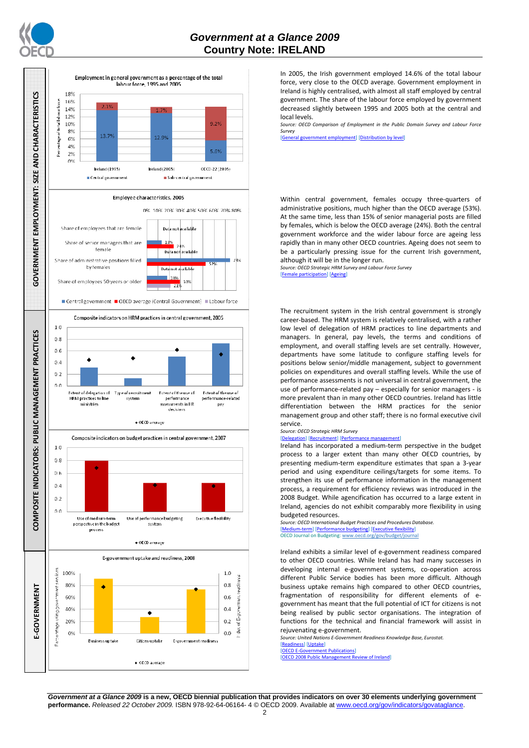# Government at a Glance 2009
## Country Note: IRELAND

**GOVERNMENT EMPLOYMENT: SIZE AND CHARACTERISTICS**

Employment in general government as a percentage of the total labour force, 1995 and 2005

Percentage of total labour force

18%
16%
14%
12%
10%
8%
6%
4%
2%
0%

2.1%
13.7%
1.7%
12.9%
9.2%
5.6%

Ireland (1995)
Ireland (2005)
OECD-22 (2005)

Central government
Sub-central government

In 2005, the Irish government employed 14.6% of the total labour force, very close to the OECD average. Government employment in Ireland is highly centralised, with almost all staff employed by central government. The share of the labour force employed by government decreased slightly between 1995 and 2005 both at the central and local levels.

*Source: OECD Comparison of Employment in the Public Domain Survey and Labour Force Survey*

[General government employment] [Distribution by level]

Employee characteristics, 2005

0% 10% 20% 30% 40% 50% 60% 70% 80%

Share of employees that are female
Data not available

Share of senior managers that are female
13%
24%
Data not available

Share of administrative positions filled by females
74%
53%
Data not available

Share of employees 50 years or older
18%
30%
21%

Central government
OECD average (Central Government)
Labour force

Within central government, females occupy three-quarters of administrative positions, much higher than the OECD average (53%). At the same time, less than 15% of senior managerial posts are filled by females, which is below the OECD average (24%). Both the central government workforce and the wider labour force are ageing less rapidly than in many other OECD countries. Ageing does not seem to be a particularly pressing issue for the current Irish government, although it will be in the longer run.

*Source: OECD Strategic HRM Survey and Labour Force Survey*

[Female participation] [Ageing]

**COMPOSITE INDICATORS: PUBLIC MANAGEMENT PRACTICES**

Composite indicators on HRM practices in central government, 2005

1.0
0.8
0.6
0.4
0.2
0.0

Extent of delegation of HRM practices to line ministries
Type of recruitment system
Extent of the use of performance assessments in HR decisions
Extent of the use of performance-related pay

OECD average

The recruitment system in the Irish central government is strongly career-based. The HRM system is relatively centralised, with a rather low level of delegation of HRM practices to line departments and managers. In general, pay levels, the terms and conditions of employment, and overall staffing levels are set centrally. However, departments have some latitude to configure staffing levels for positions below senior/middle management, subject to government policies on expenditures and overall staffing levels. While the use of performance assessments is not universal in central government, the use of performance-related pay – especially for senior managers - is more prevalent than in many other OECD countries. Ireland has little differentiation between the HRM practices for the senior management group and other staff; there is no formal executive civil service.

*Source: OECD Strategic HRM Survey*

[Delegation] [Recruitment] [Performance management]

Composite indicators on budget practices in central government, 2007

1.0
0.8
0.6
0.4
0.2
0.0

Use of medium-term perspective in the budget process
Use of performance budgeting system
Executive flexibility

OECD average

Ireland has incorporated a medium-term perspective in the budget process to a larger extent than many other OECD countries, by presenting medium-term expenditure estimates that span a 3-year period and using expenditure ceilings/targets for some items. To strengthen its use of performance information in the management process, a requirement for efficiency reviews was introduced in the 2008 Budget. While agencification has occurred to a large extent in Ireland, agencies do not exhibit comparably more flexibility in using budgeted resources.

*Source: OECD International Budget Practices and Procedures Database.*

[Medium-term] [Performance budgeting] [Executive flexibility]

OECD Journal on Budgeting: www.oecd.org/gov/budget/journal

**E-GOVERNMENT**

E-government uptake and readiness, 2008

Percentage using government services

100%
80%
60%
40%
20%
0%

Index of E-government readiness

1.0
0.8
0.6
0.4
0.2
0.0

Business uptake
Citizen uptake
E-government readiness

OECD average

Ireland exhibits a similar level of e-government readiness compared to other OECD countries. While Ireland has had many successes in developing internal e-government systems, co-operation across different Public Service bodies has been more difficult. Although business uptake remains high compared to other OECD countries, fragmentation of responsibility for different elements of e-government has meant that the full potential of ICT for citizens is not being realised by public sector organisations. The integration of functions for the technical and financial framework will assist in rejuvenating e-government.

*Source: United Nations E-Government Readiness Knowledge Base, Eurostat.*

[Readiness] [Uptake]

[OECD E-Government Publications]

[OECD 2008 Public Management Review of Ireland]

***Government at a Glance 2009*** **is a new, OECD biennial publication that provides indicators on over 30 elements underlying government performance.** *Released 22 October 2009.* ISBN 978-92-64-06164- 4 © OECD 2009. Available at www.oecd.org/gov/indicators/govataglance.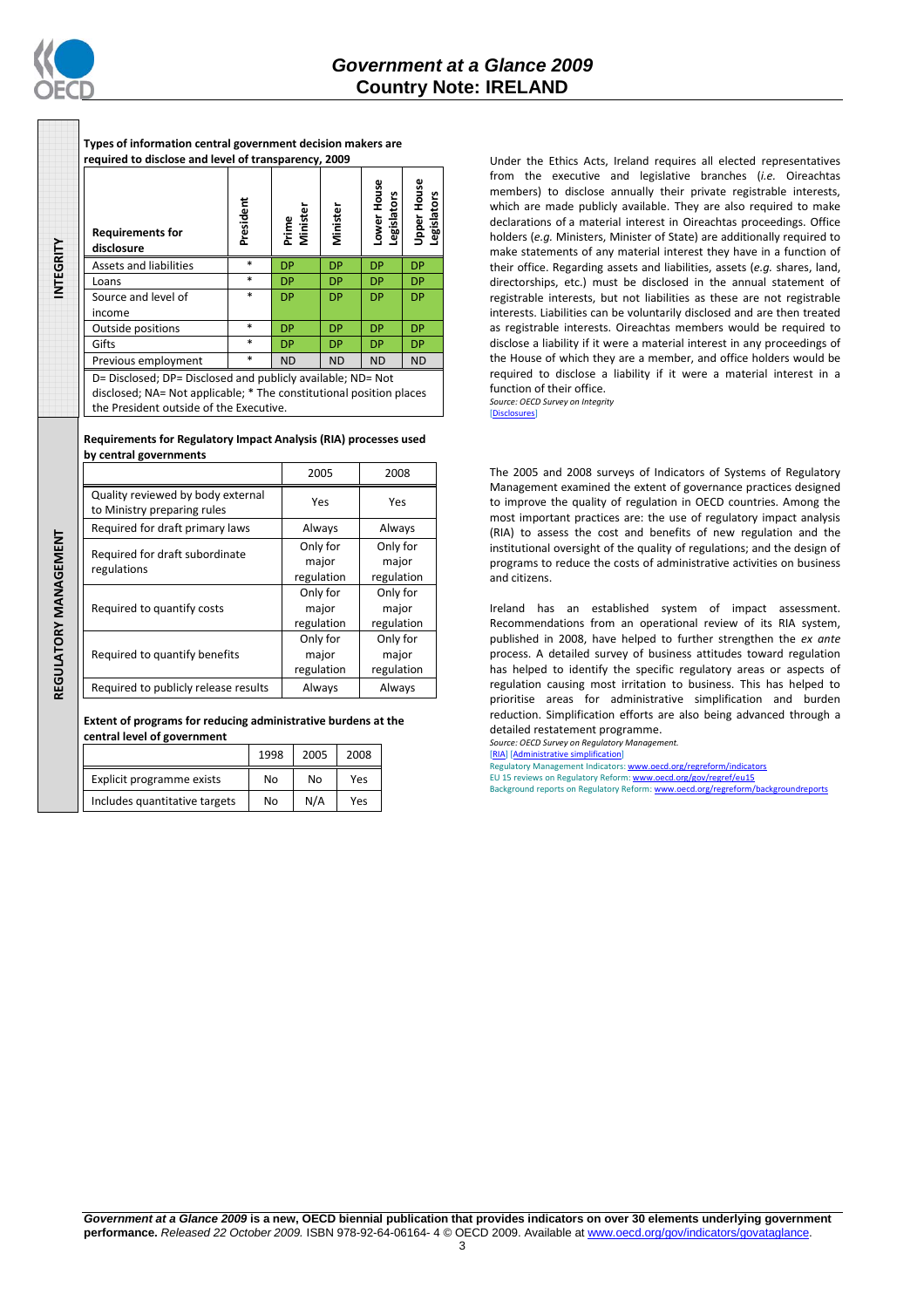INTEGRITY

**Types of information central government decision makers are required to disclose and level of transparency, 2009**

| Requirements for disclosure | President | Prime Minister | Minister | Lower House Legislators | Upper House Legislators |
|---|---|---|---|---|---|
| Assets and liabilities | * | DP | DP | DP | DP |
| Loans | * | DP | DP | DP | DP |
| Source and level of income | * | DP | DP | DP | DP |
| Outside positions | * | DP | DP | DP | DP |
| Gifts | * | DP | DP | DP | DP |
| Previous employment | * | ND | ND | ND | ND |

D= Disclosed; DP= Disclosed and publicly available; ND= Not disclosed; NA= Not applicable; * The constitutional position places the President outside of the Executive.

Under the Ethics Acts, Ireland requires all elected representatives from the executive and legislative branches (*i.e.* Oireachtas members) to disclose annually their private registrable interests, which are made publicly available. They are also required to make declarations of a material interest in Oireachtas proceedings. Office holders (*e.g.* Ministers, Minister of State) are additionally required to make statements of any material interest they have in a function of their office. Regarding assets and liabilities, assets (*e.g.* shares, land, directorships, etc.) must be disclosed in the annual statement of registrable interests, but not liabilities as these are not registrable interests. Liabilities can be voluntarily disclosed and are then treated as registrable interests. Oireachtas members would be required to disclose a liability if it were a material interest in any proceedings of the House of which they are a member, and office holders would be required to disclose a liability if it were a material interest in a function of their office.

*Source: OECD Survey on Integrity*

[Disclosures]

REGULATORY MANAGEMENT

**Requirements for Regulatory Impact Analysis (RIA) processes used by central governments**

| | 2005 | 2008 |
|---|---|---|
| Quality reviewed by body external to Ministry preparing rules | Yes | Yes |
| Required for draft primary laws | Always | Always |
| Required for draft subordinate regulations | Only for major regulation | Only for major regulation |
| Required to quantify costs | Only for major regulation | Only for major regulation |
| Required to quantify benefits | Only for major regulation | Only for major regulation |
| Required to publicly release results | Always | Always |

**Extent of programs for reducing administrative burdens at the central level of government**

| | 1998 | 2005 | 2008 |
|---|---|---|---|
| Explicit programme exists | No | No | Yes |
| Includes quantitative targets | No | N/A | Yes |

The 2005 and 2008 surveys of Indicators of Systems of Regulatory Management examined the extent of governance practices designed to improve the quality of regulation in OECD countries. Among the most important practices are: the use of regulatory impact analysis (RIA) to assess the cost and benefits of new regulation and the institutional oversight of the quality of regulations; and the design of programs to reduce the costs of administrative activities on business and citizens.

Ireland has an established system of impact assessment. Recommendations from an operational review of its RIA system, published in 2008, have helped to further strengthen the *ex ante* process. A detailed survey of business attitudes toward regulation has helped to identify the specific regulatory areas or aspects of regulation causing most irritation to business. This has helped to prioritise areas for administrative simplification and burden reduction. Simplification efforts are also being advanced through a detailed restatement programme.

*Source: OECD Survey on Regulatory Management.*

[RIA] [Administrative simplification]

Regulatory Management Indicators: www.oecd.org/regreform/indicators

EU 15 reviews on Regulatory Reform: www.oecd.org/gov/regref/eu15

Background reports on Regulatory Reform: www.oecd.org/regreform/backgroundreports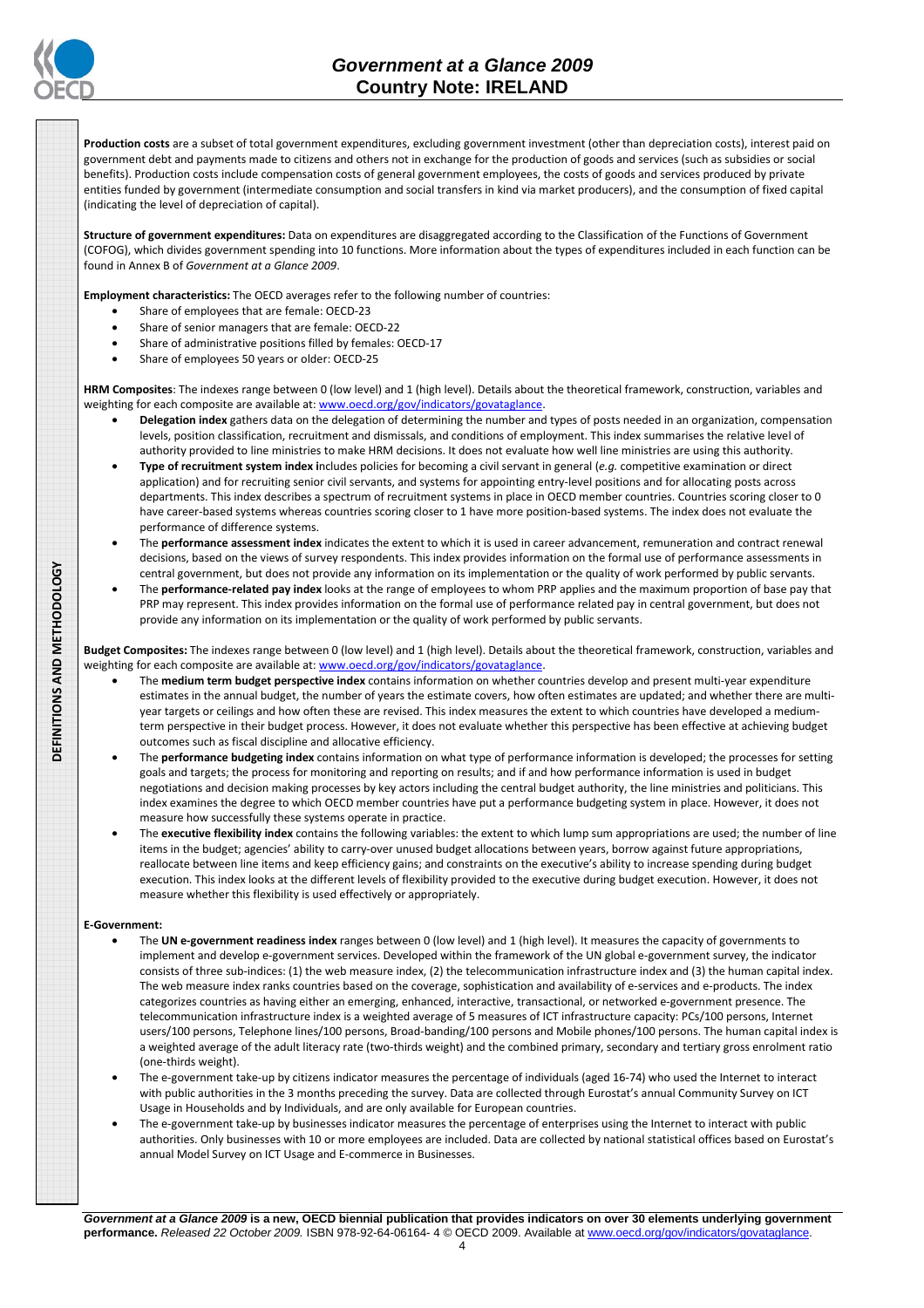**Production costs** are a subset of total government expenditures, excluding government investment (other than depreciation costs), interest paid on government debt and payments made to citizens and others not in exchange for the production of goods and services (such as subsidies or social benefits). Production costs include compensation costs of general government employees, the costs of goods and services produced by private entities funded by government (intermediate consumption and social transfers in kind via market producers), and the consumption of fixed capital (indicating the level of depreciation of capital).

**Structure of government expenditures:** Data on expenditures are disaggregated according to the Classification of the Functions of Government (COFOG), which divides government spending into 10 functions. More information about the types of expenditures included in each function can be found in Annex B of *Government at a Glance 2009*.

**Employment characteristics:** The OECD averages refer to the following number of countries:

- Share of employees that are female: OECD-23
- Share of senior managers that are female: OECD-22
- Share of administrative positions filled by females: OECD-17
- Share of employees 50 years or older: OECD-25

**HRM Composites**: The indexes range between 0 (low level) and 1 (high level). Details about the theoretical framework, construction, variables and weighting for each composite are available at: www.oecd.org/gov/indicators/govataglance.

- **Delegation index** gathers data on the delegation of determining the number and types of posts needed in an organization, compensation levels, position classification, recruitment and dismissals, and conditions of employment. This index summarises the relative level of authority provided to line ministries to make HRM decisions. It does not evaluate how well line ministries are using this authority.
- **Type of recruitment system index i**ncludes policies for becoming a civil servant in general (*e.g.* competitive examination or direct application) and for recruiting senior civil servants, and systems for appointing entry-level positions and for allocating posts across departments. This index describes a spectrum of recruitment systems in place in OECD member countries. Countries scoring closer to 0 have career-based systems whereas countries scoring closer to 1 have more position-based systems. The index does not evaluate the performance of difference systems.
- The **performance assessment index** indicates the extent to which it is used in career advancement, remuneration and contract renewal decisions, based on the views of survey respondents. This index provides information on the formal use of performance assessments in central government, but does not provide any information on its implementation or the quality of work performed by public servants.
- The **performance-related pay index** looks at the range of employees to whom PRP applies and the maximum proportion of base pay that PRP may represent. This index provides information on the formal use of performance related pay in central government, but does not provide any information on its implementation or the quality of work performed by public servants.

**Budget Composites:** The indexes range between 0 (low level) and 1 (high level). Details about the theoretical framework, construction, variables and weighting for each composite are available at: www.oecd.org/gov/indicators/govataglance.

- The **medium term budget perspective index** contains information on whether countries develop and present multi-year expenditure estimates in the annual budget, the number of years the estimate covers, how often estimates are updated; and whether there are multi-year targets or ceilings and how often these are revised. This index measures the extent to which countries have developed a medium-term perspective in their budget process. However, it does not evaluate whether this perspective has been effective at achieving budget outcomes such as fiscal discipline and allocative efficiency.
- The **performance budgeting index** contains information on what type of performance information is developed; the processes for setting goals and targets; the process for monitoring and reporting on results; and if and how performance information is used in budget negotiations and decision making processes by key actors including the central budget authority, the line ministries and politicians. This index examines the degree to which OECD member countries have put a performance budgeting system in place. However, it does not measure how successfully these systems operate in practice.
- The **executive flexibility index** contains the following variables: the extent to which lump sum appropriations are used; the number of line items in the budget; agencies' ability to carry-over unused budget allocations between years, borrow against future appropriations, reallocate between line items and keep efficiency gains; and constraints on the executive's ability to increase spending during budget execution. This index looks at the different levels of flexibility provided to the executive during budget execution. However, it does not measure whether this flexibility is used effectively or appropriately.

**E-Government:**

- The **UN e-government readiness index** ranges between 0 (low level) and 1 (high level). It measures the capacity of governments to implement and develop e-government services. Developed within the framework of the UN global e-government survey, the indicator consists of three sub-indices: (1) the web measure index, (2) the telecommunication infrastructure index and (3) the human capital index. The web measure index ranks countries based on the coverage, sophistication and availability of e-services and e-products. The index categorizes countries as having either an emerging, enhanced, interactive, transactional, or networked e-government presence. The telecommunication infrastructure index is a weighted average of 5 measures of ICT infrastructure capacity: PCs/100 persons, Internet users/100 persons, Telephone lines/100 persons, Broad-banding/100 persons and Mobile phones/100 persons. The human capital index is a weighted average of the adult literacy rate (two-thirds weight) and the combined primary, secondary and tertiary gross enrolment ratio (one-thirds weight).
- The e-government take-up by citizens indicator measures the percentage of individuals (aged 16-74) who used the Internet to interact with public authorities in the 3 months preceding the survey. Data are collected through Eurostat's annual Community Survey on ICT Usage in Households and by Individuals, and are only available for European countries.
- The e-government take-up by businesses indicator measures the percentage of enterprises using the Internet to interact with public authorities. Only businesses with 10 or more employees are included. Data are collected by national statistical offices based on Eurostat's annual Model Survey on ICT Usage and E-commerce in Businesses.